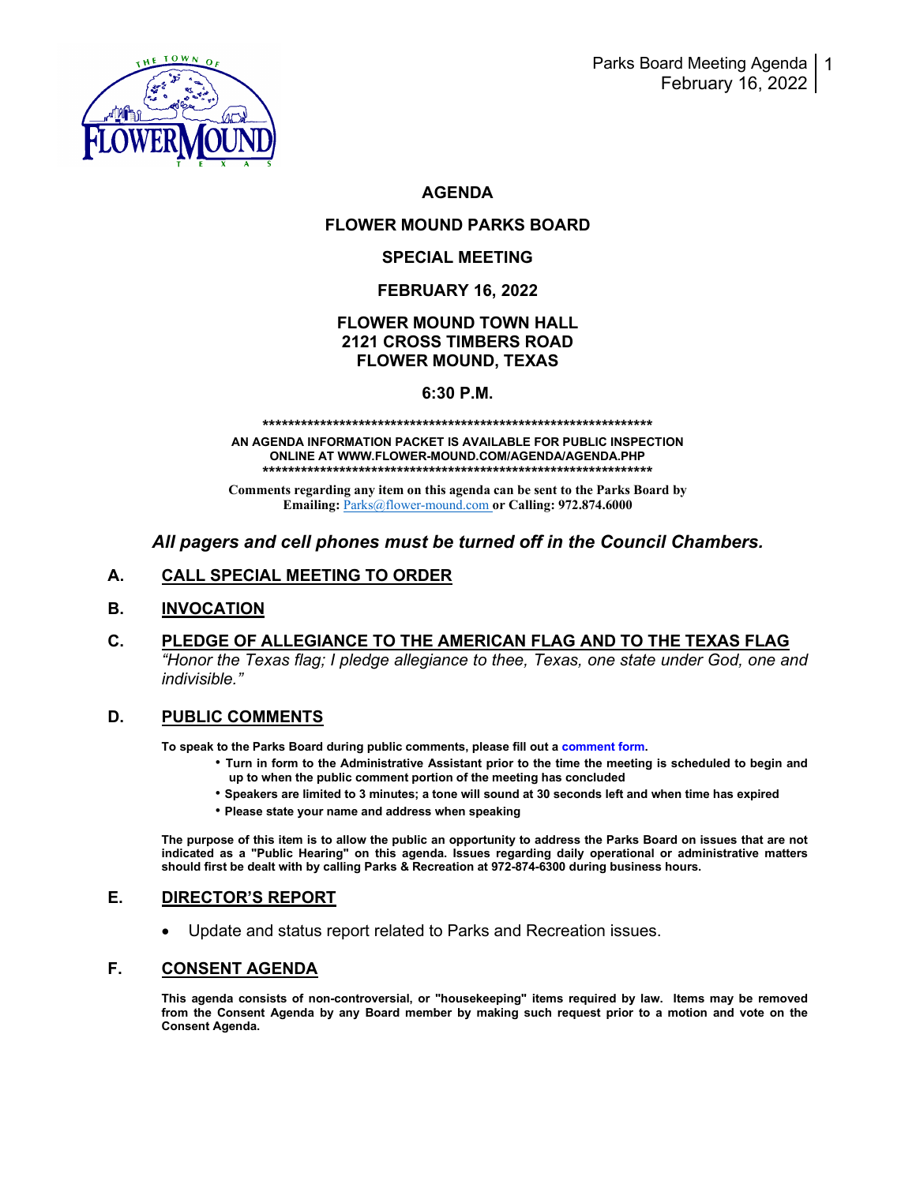# AGENDA

## FLOWER MOUND PARKS BOARD

## SPECIAL MEETING

## FEBRUARY 16, 2022

## FLOWER MOUND TOWN HALL
## 2121 CROSS TIMBERS ROAD
## FLOWER MOUND, TEXAS

## 6:30 P.M.

*****************************************************************

**AN AGENDA INFORMATION PACKET IS AVAILABLE FOR PUBLIC INSPECTION ONLINE AT WWW.FLOWER-MOUND.COM/AGENDA/AGENDA.PHP**

*****************************************************************

**Comments regarding any item on this agenda can be sent to the Parks Board by Emailing:** Parks@flower-mound.com **or Calling: 972.874.6000**

***All pagers and cell phones must be turned off in the Council Chambers.***

## A. CALL SPECIAL MEETING TO ORDER

## B. INVOCATION

## C. PLEDGE OF ALLEGIANCE TO THE AMERICAN FLAG AND TO THE TEXAS FLAG

*"Honor the Texas flag; I pledge allegiance to thee, Texas, one state under God, one and indivisible."*

## D. PUBLIC COMMENTS

**To speak to the Parks Board during public comments, please fill out a comment form.**

- **Turn in form to the Administrative Assistant prior to the time the meeting is scheduled to begin and up to when the public comment portion of the meeting has concluded**
- **Speakers are limited to 3 minutes; a tone will sound at 30 seconds left and when time has expired**
- **Please state your name and address when speaking**

**The purpose of this item is to allow the public an opportunity to address the Parks Board on issues that are not indicated as a "Public Hearing" on this agenda. Issues regarding daily operational or administrative matters should first be dealt with by calling Parks & Recreation at 972-874-6300 during business hours.**

## E. DIRECTOR'S REPORT

- Update and status report related to Parks and Recreation issues.

## F. CONSENT AGENDA

**This agenda consists of non-controversial, or "housekeeping" items required by law. Items may be removed from the Consent Agenda by any Board member by making such request prior to a motion and vote on the Consent Agenda.**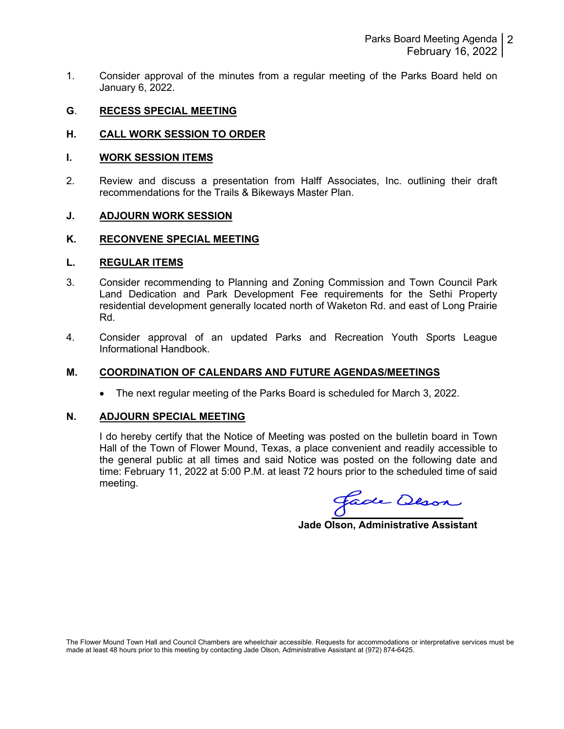1. Consider approval of the minutes from a regular meeting of the Parks Board held on January 6, 2022.

**G. RECESS SPECIAL MEETING**

**H. CALL WORK SESSION TO ORDER**

**I. WORK SESSION ITEMS**

2. Review and discuss a presentation from Halff Associates, Inc. outlining their draft recommendations for the Trails & Bikeways Master Plan.

**J. ADJOURN WORK SESSION**

**K. RECONVENE SPECIAL MEETING**

**L. REGULAR ITEMS**

3. Consider recommending to Planning and Zoning Commission and Town Council Park Land Dedication and Park Development Fee requirements for the Sethi Property residential development generally located north of Waketon Rd. and east of Long Prairie Rd.

4. Consider approval of an updated Parks and Recreation Youth Sports League Informational Handbook.

**M. COORDINATION OF CALENDARS AND FUTURE AGENDAS/MEETINGS**

- The next regular meeting of the Parks Board is scheduled for March 3, 2022.

**N. ADJOURN SPECIAL MEETING**

I do hereby certify that the Notice of Meeting was posted on the bulletin board in Town Hall of the Town of Flower Mound, Texas, a place convenient and readily accessible to the general public at all times and said Notice was posted on the following date and time: February 11, 2022 at 5:00 P.M. at least 72 hours prior to the scheduled time of said meeting.

Jade Olson

**Jade Olson, Administrative Assistant**

The Flower Mound Town Hall and Council Chambers are wheelchair accessible. Requests for accommodations or interpretative services must be made at least 48 hours prior to this meeting by contacting Jade Olson, Administrative Assistant at (972) 874-6425.